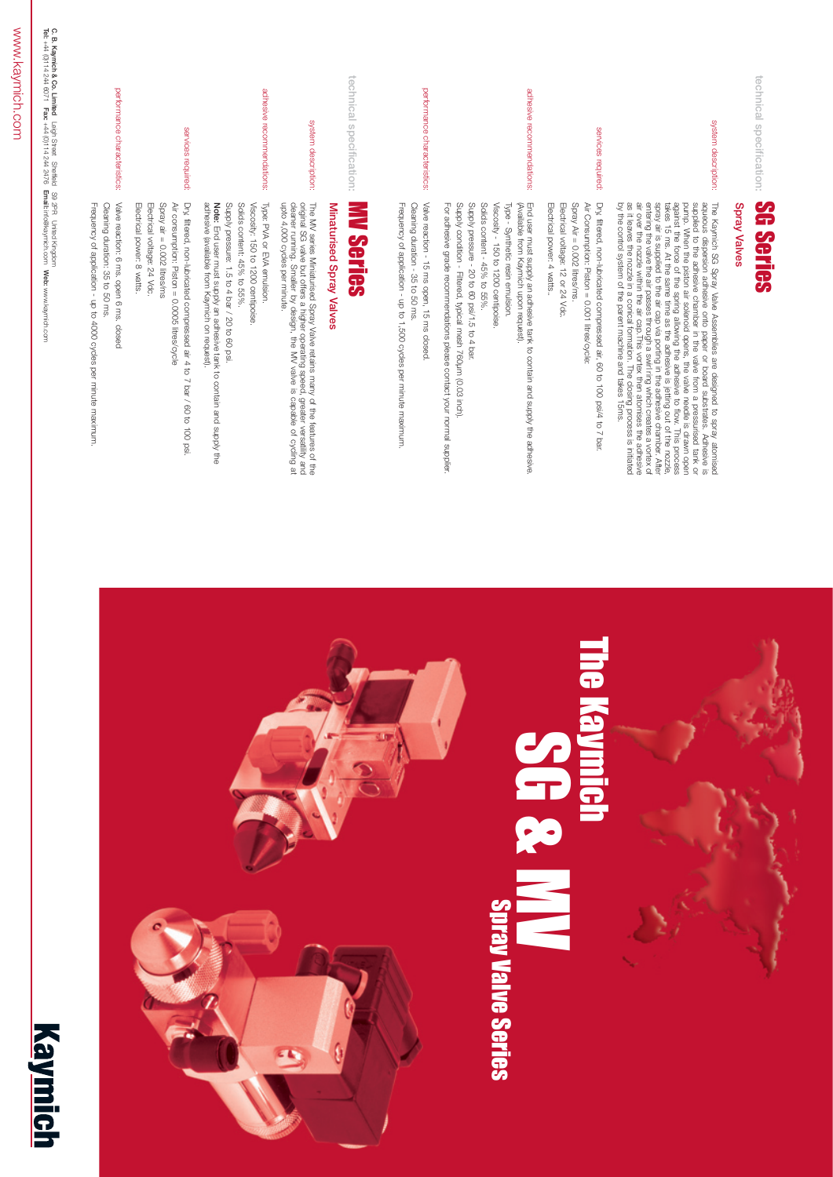# The Kaymich SG & MV Spray Valve Series

Kaymich

## SG Series

### Spray Valves

**technical specification:**

**system description:**
The Kaymich SG Spray Valve Assemblies are designed to spray atomised aqueous dispersion adhesive onto paper or board substrates. Adhesive is supplied to the adhesive chamber in the valve from a pressurised tank or pump. When the piston air solenoid opens, the valve needle is drawn open against the force of the spring allowing the adhesive to flow. This process takes 15 ms. At the same time as the adhesive is jetting out of the nozzle, spray air is supplied to the air cap via porting in the adhesive chamber. After entering the air cap the air passes through a swirl ring which creates a vortex of air over the nozzle within the air cap. This vortex then atomises the adhesive as it leaves the nozzle in a conical formation. The closing process is initiated by the control system of the parent machine and takes 15ms.

**services required:**
Dry, filtered, non-lubricated compressed air, 60 to 100 psi/4 to 7 bar.
Air Consumption: Piston = 0.001 litres/cycle.
Spray Air = 0.002 litres/ms.
Electrical voltage: 12 or 24 Vdc.
Electrical power: 4 watts.

**adhesive recommendations:**
End user must supply an adhesive tank to contain and supply the adhesive. (Available from Kaymich upon request).
Type - Synthetic resin emulsion.
Viscosity - 150 to 1200 centipoise.
Solids content - 45% to 55%.
Supply pressure - 20 to 60 psi/1.5 to 4 bar.
Supply condition - Filtered, typical mesh 760µm (0.03 inch).
For adhesive grade recommendations please contact your normal supplier.

**performance characteristics:**
Valve reaction - 15 ms open, 15 ms closed.
Cleaning duration - 35 to 50 ms.
Frequency of application - up to 1,500 cycles per minute maximum.

## MV Series

### Miniaturised Spray Valves

**technical specification:**

**system description:**
The MV series Miniaturised Spray Valve retains many of the features of the original SG valve but offers a higher operating speed, greater versatility and cleaner running. Smaller by design, the MV valve is capable of cycling at upto 4,000 cycles per minute.

**adhesive recommendations:**
Type: PVA or EVA emulsion.
Viscosity: 150 to 1200 centipoise.
Solids content: 45% to 55%.
Supply pressure: 1.5 to 4 bar / 20 to 60 psi.
**Note:** End user must supply an adhesive tank to contain and supply the adhesive (available from Kaymich on request).

**services required:**
Dry, filtered, non-lubricated compressed air 4 to 7 bar / 60 to 100 psi.
Air consumption: Piston = 0.0005 litres/cycle
Spray air = 0.002 litres/ms
Electrical voltage: 24 Vdc.
Electrical power: 8 watts.

**performance characteristics:**
Valve reaction: 6 ms. open 6 ms. closed
Cleaning duration: 35 to 50 ms.
Frequency of application - up to 4000 cycles per minute maximum.

**C. B. Kaymich & Co. Limited** Leigh Street Sheffield S9 2PR United Kingdom
**Tel:** +44 (0)114 244 6071 **Fax:** +44 (0)114 244 2476 **Email:** info@kaymich.com **Web:** www.kaymich.com

www.kaymich.com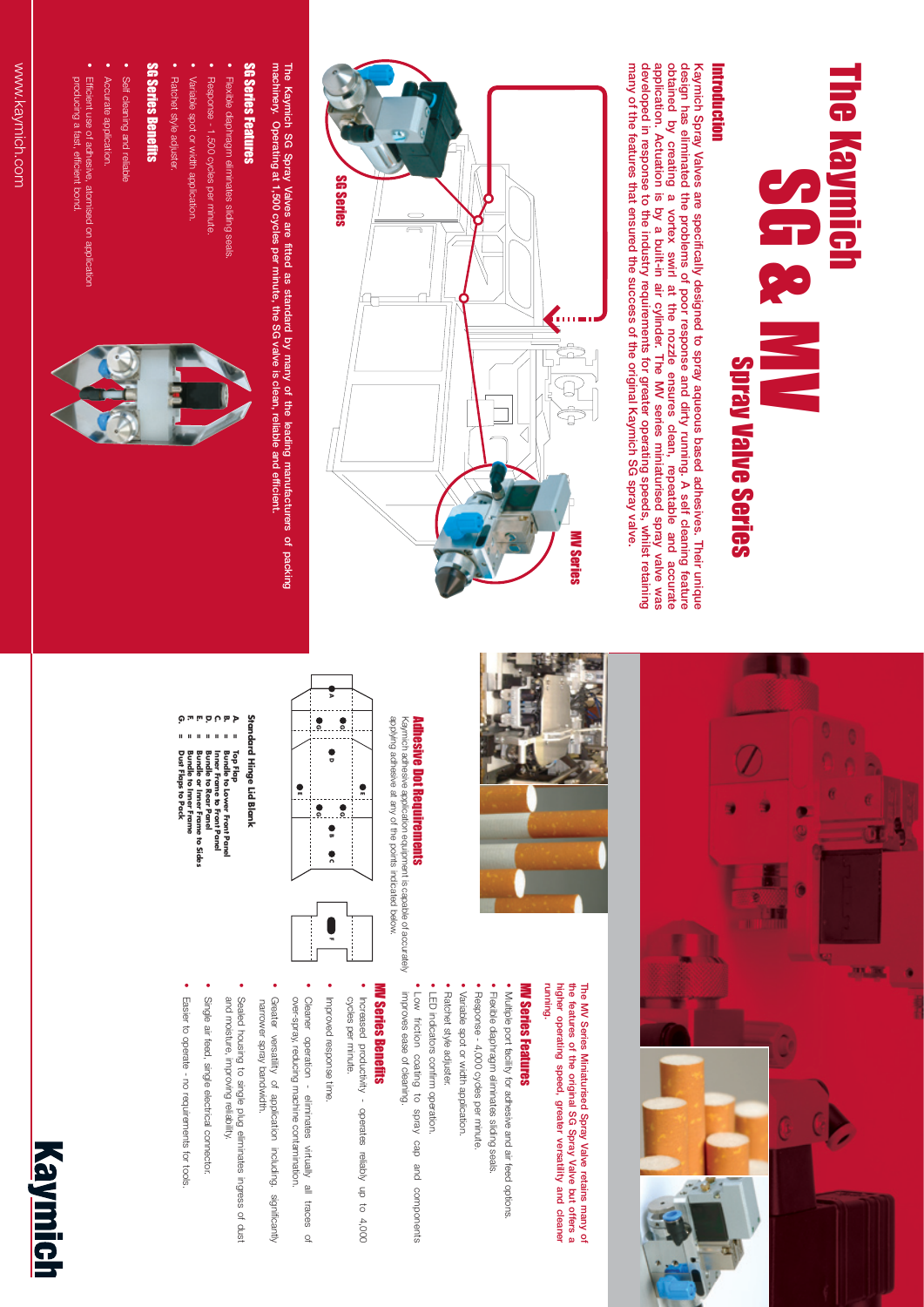# The Kaymich SG & MV

## Spray Valve Series

### Introduction

Kaymich Spray Valves are specifically designed to spray aqueous based adhesives. Their unique design has eliminated the problems of poor response and dirty running. A self cleaning feature obtained by creating a vortex swirl at the nozzle ensures clean, repeatable and accurate application. Actuation is by a built-in air cylinder. The MV series miniaturised spray valve was developed in response to the industry requirements for greater operating speeds, whilst retaining many of the features that ensured the success of the original Kaymich SG spray valve.

SG Series

MV Series

The Kaymich SG Spray Valves are fitted as standard by many of the leading manufacturers of packing machinery. Operating at 1,500 cycles per minute, the SG valve is clean, reliable and efficient.

### SG Series Features

- Flexible diaphragm eliminates sliding seals.
- Response - 1,500 cycles per minute.
- Variable spot or width application.
- Ratchet style adjuster.

### SG Series Benefits

- Self cleaning and reliable.
- Accurate application.
- Efficient use of adhesive, atomised on application producing a fast, efficient bond.

www.kaymich.com

The MV Series Miniaturised Spray Valve retains many of the features of the original SG Spray Valve but offers a higher operating speed, greater versatility and cleaner running.

### MV Series Features

- Multiple port facility for adhesive and air feed options.
- Flexible diaphragm eliminates sliding seals.
- Response - 4,000 cycles per minute.
- Variable spot or width application.
- Ratchet style adjuster.
- LED indicators confirm operation.
- Low friction coating to spray cap and components improves ease of cleaning.

### MV Series Benefits

- Increased productivity - operates reliably up to 4,000 cycles per minute.
- Improved response time.
- Cleaner operation - eliminates virtually all traces of over-spray, reducing machine contamination.
- Greater versatility of application including significantly narrower spray bandwidth.
- Sealed housing to single plug eliminates ingress of dust and moisture, improving reliability.
- Single air feed, single electrical connector.
- Easier to operate - no requirements for tools.

### Adhesive Dot Requirements

Kaymich adhesive application equipment is capable of accurately applying adhesive at any of the points indicated below.

**Standard Hinge Lid Blank**

- A. = Top Flap
- B. = Bundle to Lower Front Panel
- C. = Inner Frame to Front Panel
- D. = Bundle to Rear Panel
- E. = Bundle or Inner Frame to Sides
- F. = Bundle to Inner Frame
- G. = Dust Flaps to Pack

Kaymich